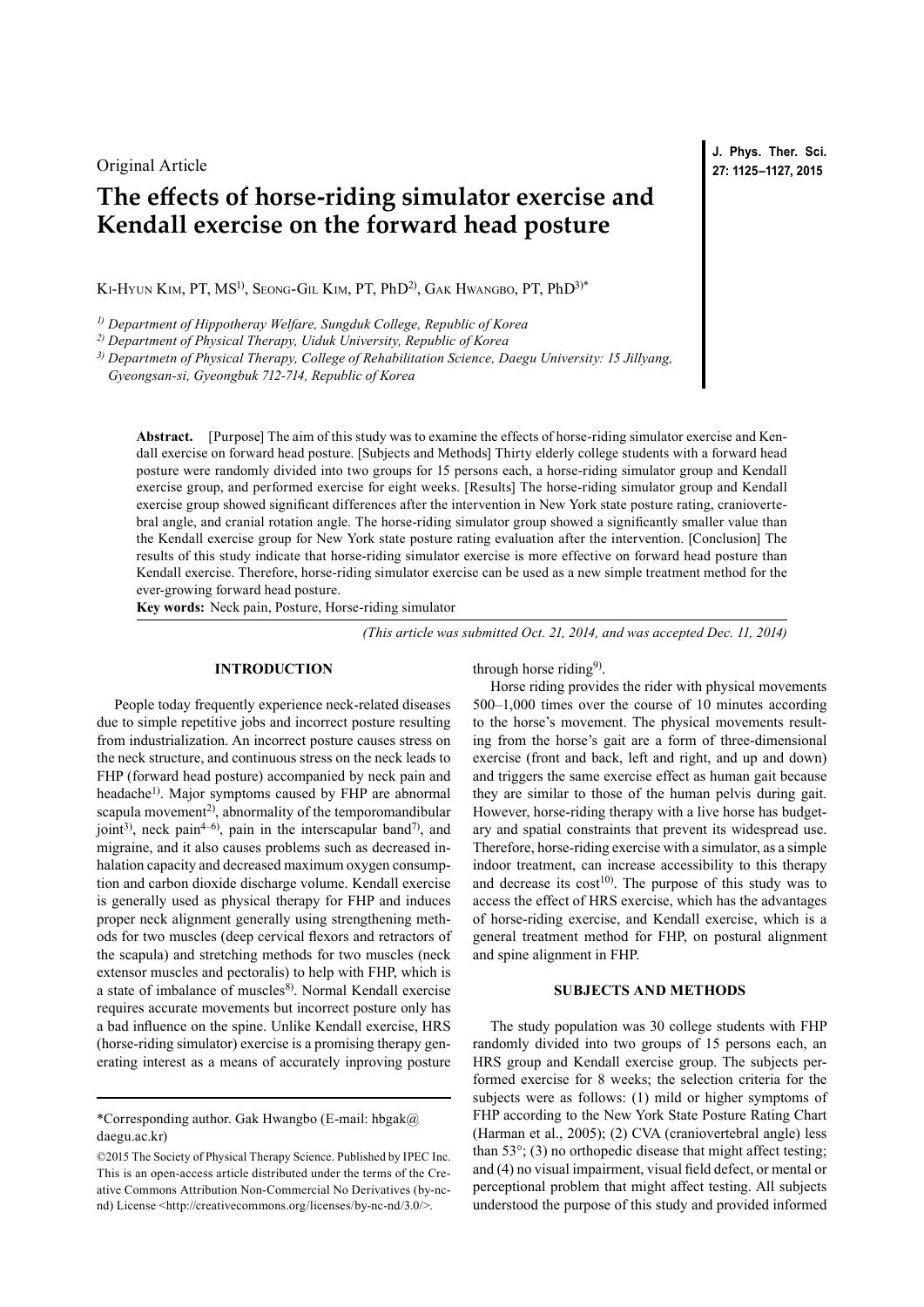Original Article

# The effects of horse-riding simulator exercise and Kendall exercise on the forward head posture

Ki-Hyun Kim, PT, MS[1)], Seong-Gil Kim, PT, PhD[2)], Gak Hwangbo, PT, PhD[3)*]

*[1)] Department of Hippotheray Welfare, Sungduk College, Republic of Korea*

*[2)] Department of Physical Therapy, Uiduk University, Republic of Korea*

*[3)] Departmetn of Physical Therapy, College of Rehabilitation Science, Daegu University: 15 Jillyang, Gyeongsan-si, Gyeongbuk 712-714, Republic of Korea*

**Abstract.** [Purpose] The aim of this study was to examine the effects of horse-riding simulator exercise and Kendall exercise on forward head posture. [Subjects and Methods] Thirty elderly college students with a forward head posture were randomly divided into two groups for 15 persons each, a horse-riding simulator group and Kendall exercise group, and performed exercise for eight weeks. [Results] The horse-riding simulator group and Kendall exercise group showed significant differences after the intervention in New York state posture rating, craniovertebral angle, and cranial rotation angle. The horse-riding simulator group showed a significantly smaller value than the Kendall exercise group for New York state posture rating evaluation after the intervention. [Conclusion] The results of this study indicate that horse-riding simulator exercise is more effective on forward head posture than Kendall exercise. Therefore, horse-riding simulator exercise can be used as a new simple treatment method for the ever-growing forward head posture.

**Key words:** Neck pain, Posture, Horse-riding simulator

*(This article was submitted Oct. 21, 2014, and was accepted Dec. 11, 2014)*

## INTRODUCTION

People today frequently experience neck-related diseases due to simple repetitive jobs and incorrect posture resulting from industrialization. An incorrect posture causes stress on the neck structure, and continuous stress on the neck leads to FHP (forward head posture) accompanied by neck pain and headache[1)]. Major symptoms caused by FHP are abnormal scapula movement[2)], abnormality of the temporomandibular joint[3)], neck pain[4–6)], pain in the interscapular band[7)], and migraine, and it also causes problems such as decreased inhalation capacity and decreased maximum oxygen consumption and carbon dioxide discharge volume. Kendall exercise is generally used as physical therapy for FHP and induces proper neck alignment generally using strengthening methods for two muscles (deep cervical flexors and retractors of the scapula) and stretching methods for two muscles (neck extensor muscles and pectoralis) to help with FHP, which is a state of imbalance of muscles[8)]. Normal Kendall exercise requires accurate movements but incorrect posture only has a bad influence on the spine. Unlike Kendall exercise, HRS (horse-riding simulator) exercise is a promising therapy generating interest as a means of accurately inproving posture through horse riding[9)].

Horse riding provides the rider with physical movements 500–1,000 times over the course of 10 minutes according to the horse's movement. The physical movements resulting from the horse's gait are a form of three-dimensional exercise (front and back, left and right, and up and down) and triggers the same exercise effect as human gait because they are similar to those of the human pelvis during gait. However, horse-riding therapy with a live horse has budgetary and spatial constraints that prevent its widespread use. Therefore, horse-riding exercise with a simulator, as a simple indoor treatment, can increase accessibility to this therapy and decrease its cost[10)]. The purpose of this study was to access the effect of HRS exercise, which has the advantages of horse-riding exercise, and Kendall exercise, which is a general treatment method for FHP, on postural alignment and spine alignment in FHP.

## SUBJECTS AND METHODS

The study population was 30 college students with FHP randomly divided into two groups of 15 persons each, an HRS group and Kendall exercise group. The subjects performed exercise for 8 weeks; the selection criteria for the subjects were as follows: (1) mild or higher symptoms of FHP according to the New York State Posture Rating Chart (Harman et al., 2005); (2) CVA (craniovertebral angle) less than 53°; (3) no orthopedic disease that might affect testing; and (4) no visual impairment, visual field defect, or mental or perceptional problem that might affect testing. All subjects understood the purpose of this study and provided informed

---

*Corresponding author. Gak Hwangbo (E-mail: hbgak@daegu.ac.kr)

©2015 The Society of Physical Therapy Science. Published by IPEC Inc. This is an open-access article distributed under the terms of the Creative Commons Attribution Non-Commercial No Derivatives (by-nc-nd) License <http://creativecommons.org/licenses/by-nc-nd/3.0/>.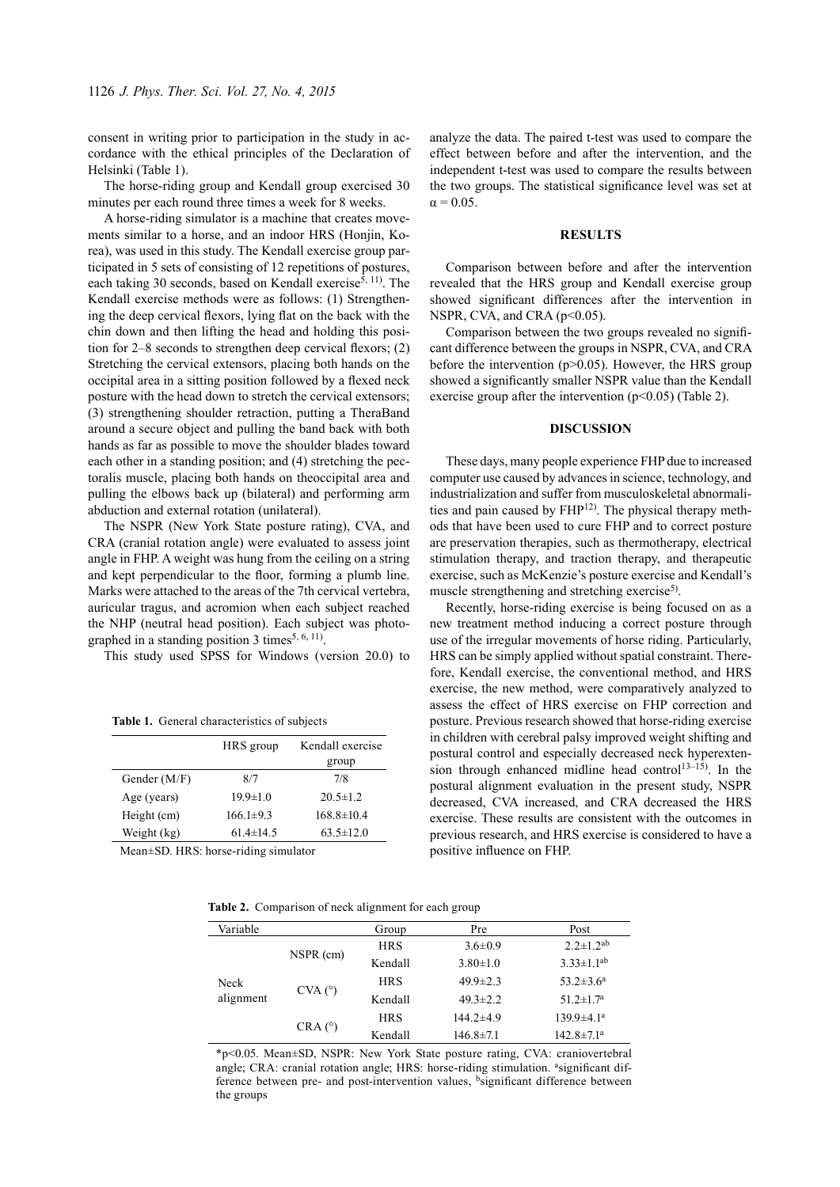consent in writing prior to participation in the study in accordance with the ethical principles of the Declaration of Helsinki (Table 1).

The horse-riding group and Kendall group exercised 30 minutes per each round three times a week for 8 weeks.

A horse-riding simulator is a machine that creates movements similar to a horse, and an indoor HRS (Honjin, Korea), was used in this study. The Kendall exercise group participated in 5 sets of consisting of 12 repetitions of postures, each taking 30 seconds, based on Kendall exercise[5, 11]. The Kendall exercise methods were as follows: (1) Strengthening the deep cervical flexors, lying flat on the back with the chin down and then lifting the head and holding this position for 2–8 seconds to strengthen deep cervical flexors; (2) Stretching the cervical extensors, placing both hands on the occipital area in a sitting position followed by a flexed neck posture with the head down to stretch the cervical extensors; (3) strengthening shoulder retraction, putting a TheraBand around a secure object and pulling the band back with both hands as far as possible to move the shoulder blades toward each other in a standing position; and (4) stretching the pectoralis muscle, placing both hands on theoccipital area and pulling the elbows back up (bilateral) and performing arm abduction and external rotation (unilateral).

The NSPR (New York State posture rating), CVA, and CRA (cranial rotation angle) were evaluated to assess joint angle in FHP. A weight was hung from the ceiling on a string and kept perpendicular to the floor, forming a plumb line. Marks were attached to the areas of the 7th cervical vertebra, auricular tragus, and acromion when each subject reached the NHP (neutral head position). Each subject was photographed in a standing position 3 times[5, 6, 11].

This study used SPSS for Windows (version 20.0) to analyze the data. The paired t-test was used to compare the effect between before and after the intervention, and the independent t-test was used to compare the results between the two groups. The statistical significance level was set at $\alpha = 0.05$.

**Table 1.** General characteristics of subjects

| | HRS group | Kendall exercise group |
|---|---|---|
| Gender (M/F) | 8/7 | 7/8 |
| Age (years) | 19.9±1.0 | 20.5±1.2 |
| Height (cm) | 166.1±9.3 | 168.8±10.4 |
| Weight (kg) | 61.4±14.5 | 63.5±12.0 |

Mean±SD. HRS: horse-riding simulator

## RESULTS

Comparison between before and after the intervention revealed that the HRS group and Kendall exercise group showed significant differences after the intervention in NSPR, CVA, and CRA ($p<0.05$).

Comparison between the two groups revealed no significant difference between the groups in NSPR, CVA, and CRA before the intervention ($p>0.05$). However, the HRS group showed a significantly smaller NSPR value than the Kendall exercise group after the intervention ($p<0.05$) (Table 2).

## DISCUSSION

These days, many people experience FHP due to increased computer use caused by advances in science, technology, and industrialization and suffer from musculoskeletal abnormalities and pain caused by FHP[12]. The physical therapy methods that have been used to cure FHP and to correct posture are preservation therapies, such as thermotherapy, electrical stimulation therapy, and traction therapy, and therapeutic exercise, such as McKenzie's posture exercise and Kendall's muscle strengthening and stretching exercise[5].

Recently, horse-riding exercise is being focused on as a new treatment method inducing a correct posture through use of the irregular movements of horse riding. Particularly, HRS can be simply applied without spatial constraint. Therefore, Kendall exercise, the conventional method, and HRS exercise, the new method, were comparatively analyzed to assess the effect of HRS exercise on FHP correction and posture. Previous research showed that horse-riding exercise in children with cerebral palsy improved weight shifting and postural control and especially decreased neck hyperextension through enhanced midline head control[13–15]. In the postural alignment evaluation in the present study, NSPR decreased, CVA increased, and CRA decreased the HRS exercise. These results are consistent with the outcomes in previous research, and HRS exercise is considered to have a positive influence on FHP.

**Table 2.** Comparison of neck alignment for each group

| Variable | | Group | Pre | Post |
|---|---|---|---|---|
| Neck alignment | NSPR (cm) | HRS | 3.6±0.9 | 2.2±1.2[ab] |
| | | Kendall | 3.80±1.0 | 3.33±1.1[ab] |
| | CVA (°) | HRS | 49.9±2.3 | 53.2±3.6[a] |
| | | Kendall | 49.3±2.2 | 51.2±1.7[a] |
| | CRA (°) | HRS | 144.2±4.9 | 139.9±4.1[a] |
| | | Kendall | 146.8±7.1 | 142.8±7.1[a] |

*$p<0.05$. Mean±SD, NSPR: New York State posture rating, CVA: craniovertebral angle; CRA: cranial rotation angle; HRS: horse-riding stimulation. [a]significant difference between pre- and post-intervention values, [b]significant difference between the groups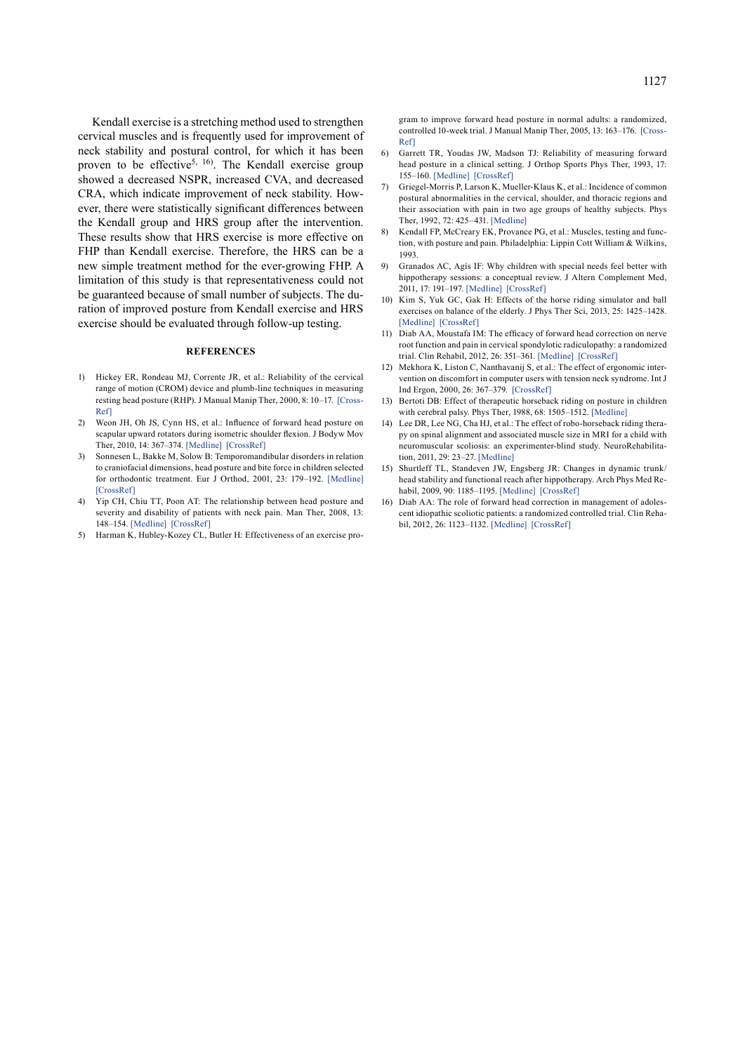Kendall exercise is a stretching method used to strengthen cervical muscles and is frequently used for improvement of neck stability and postural control, for which it has been proven to be effective[5, 16]. The Kendall exercise group showed a decreased NSPR, increased CVA, and decreased CRA, which indicate improvement of neck stability. However, there were statistically significant differences between the Kendall group and HRS group after the intervention. These results show that HRS exercise is more effective on FHP than Kendall exercise. Therefore, the HRS can be a new simple treatment method for the ever-growing FHP. A limitation of this study is that representativeness could not be guaranteed because of small number of subjects. The duration of improved posture from Kendall exercise and HRS exercise should be evaluated through follow-up testing.

## REFERENCES

1) Hickey ER, Rondeau MJ, Corrente JR, et al.: Reliability of the cervical range of motion (CROM) device and plumb-line techniques in measuring resting head posture (RHP). J Manual Manip Ther, 2000, 8: 10–17. [CrossRef]
2) Weon JH, Oh JS, Cynn HS, et al.: Influence of forward head posture on scapular upward rotators during isometric shoulder flexion. J Bodyw Mov Ther, 2010, 14: 367–374. [Medline] [CrossRef]
3) Sonnesen L, Bakke M, Solow B: Temporomandibular disorders in relation to craniofacial dimensions, head posture and bite force in children selected for orthodontic treatment. Eur J Orthod, 2001, 23: 179–192. [Medline] [CrossRef]
4) Yip CH, Chiu TT, Poon AT: The relationship between head posture and severity and disability of patients with neck pain. Man Ther, 2008, 13: 148–154. [Medline] [CrossRef]
5) Harman K, Hubley-Kozey CL, Butler H: Effectiveness of an exercise program to improve forward head posture in normal adults: a randomized, controlled 10-week trial. J Manual Manip Ther, 2005, 13: 163–176. [CrossRef]
6) Garrett TR, Youdas JW, Madson TJ: Reliability of measuring forward head posture in a clinical setting. J Orthop Sports Phys Ther, 1993, 17: 155–160. [Medline] [CrossRef]
7) Griegel-Morris P, Larson K, Mueller-Klaus K, et al.: Incidence of common postural abnormalities in the cervical, shoulder, and thoracic regions and their association with pain in two age groups of healthy subjects. Phys Ther, 1992, 72: 425–431. [Medline]
8) Kendall FP, McCreary EK, Provance PG, et al.: Muscles, testing and function, with posture and pain. Philadelphia: Lippin Cott William & Wilkins, 1993.
9) Granados AC, Agís IF: Why children with special needs feel better with hippotherapy sessions: a conceptual review. J Altern Complement Med, 2011, 17: 191–197. [Medline] [CrossRef]
10) Kim S, Yuk GC, Gak H: Effects of the horse riding simulator and ball exercises on balance of the elderly. J Phys Ther Sci, 2013, 25: 1425–1428. [Medline] [CrossRef]
11) Diab AA, Moustafa IM: The efficacy of forward head correction on nerve root function and pain in cervical spondylotic radiculopathy: a randomized trial. Clin Rehabil, 2012, 26: 351–361. [Medline] [CrossRef]
12) Mekhora K, Liston C, Nanthavanij S, et al.: The effect of ergonomic intervention on discomfort in computer users with tension neck syndrome. Int J Ind Ergon, 2000, 26: 367–379. [CrossRef]
13) Bertoti DB: Effect of therapeutic horseback riding on posture in children with cerebral palsy. Phys Ther, 1988, 68: 1505–1512. [Medline]
14) Lee DR, Lee NG, Cha HJ, et al.: The effect of robo-horseback riding therapy on spinal alignment and associated muscle size in MRI for a child with neuromuscular scoliosis: an experimenter-blind study. NeuroRehabilitation, 2011, 29: 23–27. [Medline]
15) Shurtleff TL, Standeven JW, Engsberg JR: Changes in dynamic trunk/head stability and functional reach after hippotherapy. Arch Phys Med Rehabil, 2009, 90: 1185–1195. [Medline] [CrossRef]
16) Diab AA: The role of forward head correction in management of adolescent idiopathic scoliotic patients: a randomized controlled trial. Clin Rehabil, 2012, 26: 1123–1132. [Medline] [CrossRef]